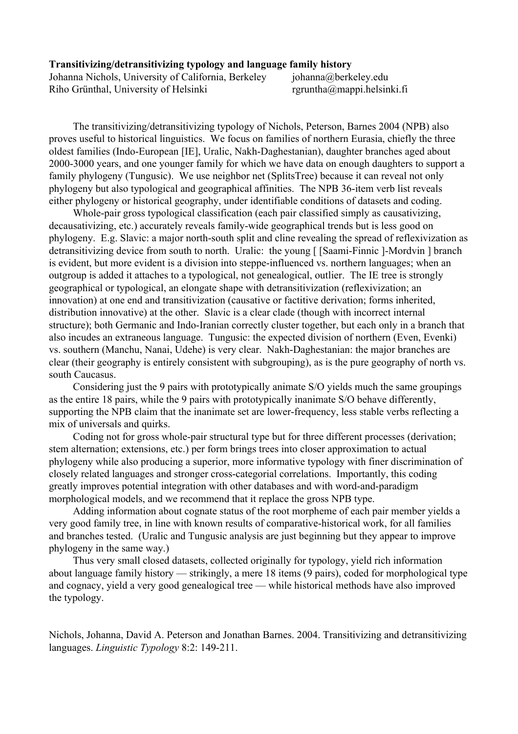**Transitivizing/detransitivizing typology and language family history**

Johanna Nichols, University of California, Berkeley johanna@berkeley.edu
Riho Grünthal, University of Helsinki rgruntha@mappi.helsinki.fi

The transitivizing/detransitivizing typology of Nichols, Peterson, Barnes 2004 (NPB) also proves useful to historical linguistics. We focus on families of northern Eurasia, chiefly the three oldest families (Indo-European [IE], Uralic, Nakh-Daghestanian), daughter branches aged about 2000-3000 years, and one younger family for which we have data on enough daughters to support a family phylogeny (Tungusic). We use neighbor net (SplitsTree) because it can reveal not only phylogeny but also typological and geographical affinities. The NPB 36-item verb list reveals either phylogeny or historical geography, under identifiable conditions of datasets and coding.

Whole-pair gross typological classification (each pair classified simply as causativizing, decausativizing, etc.) accurately reveals family-wide geographical trends but is less good on phylogeny. E.g. Slavic: a major north-south split and cline revealing the spread of reflexivization as detransitivizing device from south to north. Uralic: the young [ [Saami-Finnic ]-Mordvin ] branch is evident, but more evident is a division into steppe-influenced vs. northern languages; when an outgroup is added it attaches to a typological, not genealogical, outlier. The IE tree is strongly geographical or typological, an elongate shape with detransitivization (reflexivization; an innovation) at one end and transitivization (causative or factitive derivation; forms inherited, distribution innovative) at the other. Slavic is a clear clade (though with incorrect internal structure); both Germanic and Indo-Iranian correctly cluster together, but each only in a branch that also incudes an extraneous language. Tungusic: the expected division of northern (Even, Evenki) vs. southern (Manchu, Nanai, Udehe) is very clear. Nakh-Daghestanian: the major branches are clear (their geography is entirely consistent with subgrouping), as is the pure geography of north vs. south Caucasus.

Considering just the 9 pairs with prototypically animate S/O yields much the same groupings as the entire 18 pairs, while the 9 pairs with prototypically inanimate S/O behave differently, supporting the NPB claim that the inanimate set are lower-frequency, less stable verbs reflecting a mix of universals and quirks.

Coding not for gross whole-pair structural type but for three different processes (derivation; stem alternation; extensions, etc.) per form brings trees into closer approximation to actual phylogeny while also producing a superior, more informative typology with finer discrimination of closely related languages and stronger cross-categorial correlations. Importantly, this coding greatly improves potential integration with other databases and with word-and-paradigm morphological models, and we recommend that it replace the gross NPB type.

Adding information about cognate status of the root morpheme of each pair member yields a very good family tree, in line with known results of comparative-historical work, for all families and branches tested. (Uralic and Tungusic analysis are just beginning but they appear to improve phylogeny in the same way.)

Thus very small closed datasets, collected originally for typology, yield rich information about language family history — strikingly, a mere 18 items (9 pairs), coded for morphological type and cognacy, yield a very good genealogical tree — while historical methods have also improved the typology.

Nichols, Johanna, David A. Peterson and Jonathan Barnes. 2004. Transitivizing and detransitivizing languages. *Linguistic Typology* 8:2: 149-211.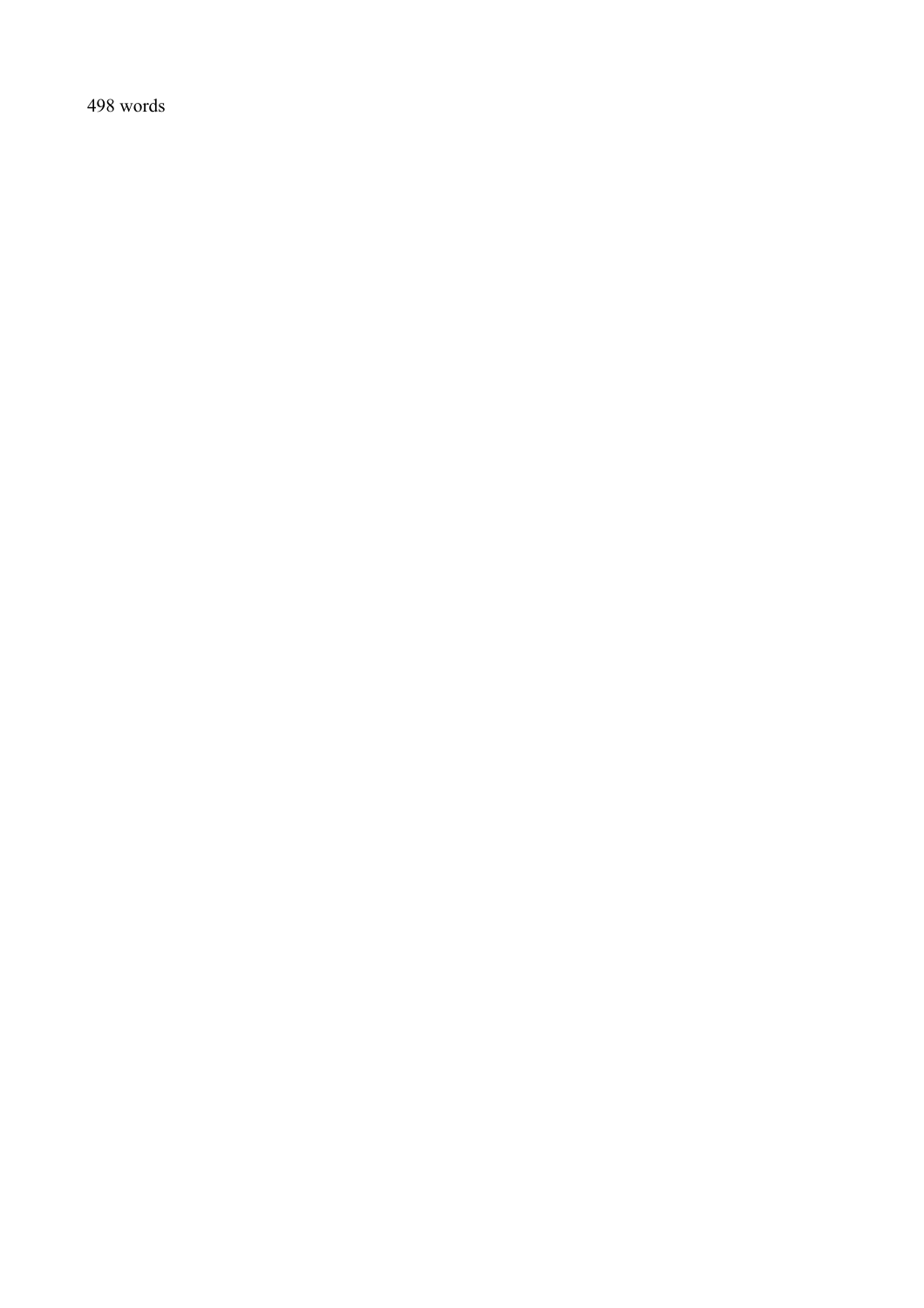498 words